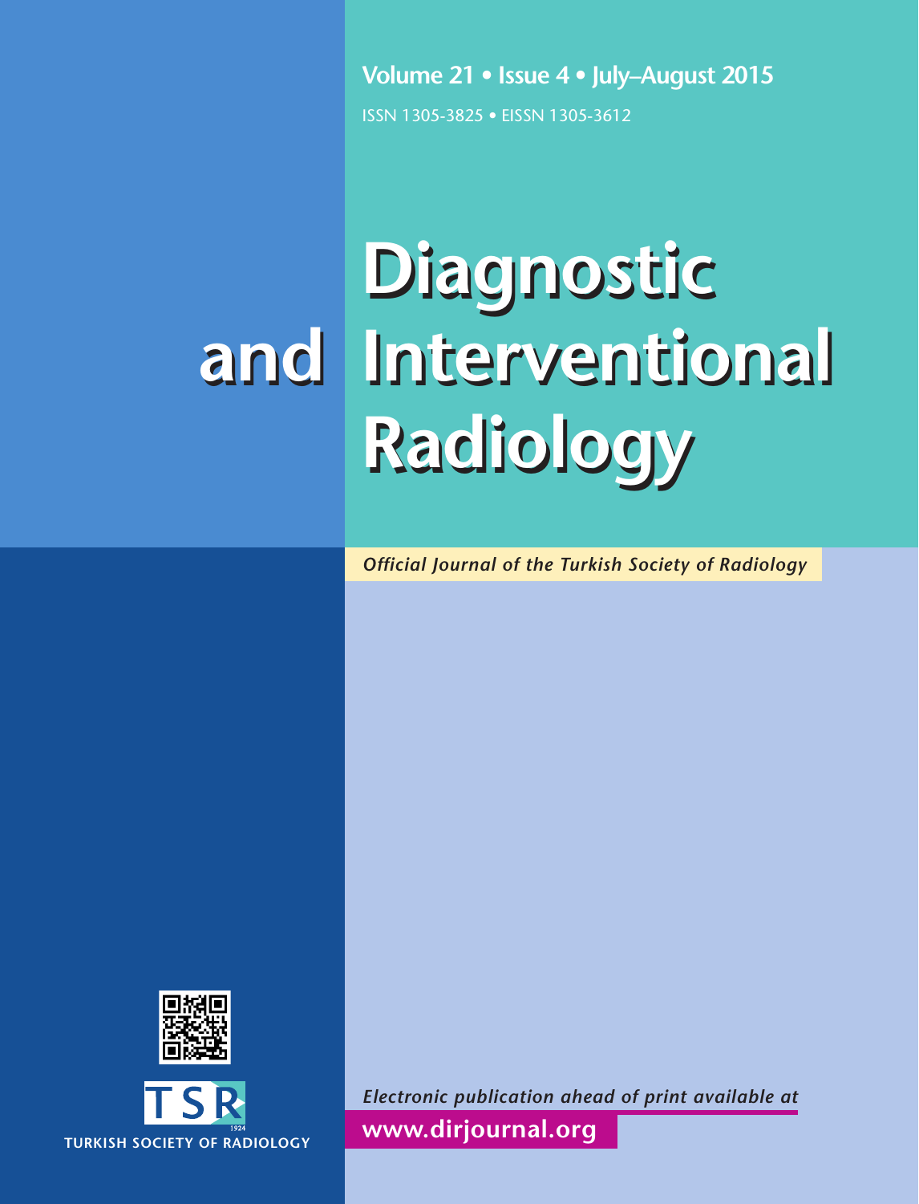Volume 21 • Issue 4 • July–August 2015

ISSN 1305-3825 • EISSN 1305-3612

# Diagnostic and Interventional Radiology

*Official Journal of the Turkish Society of Radiology*

TSR 1924

TURKISH SOCIETY OF RADIOLOGY

*Electronic publication ahead of print available at*

**www.dirjournal.org**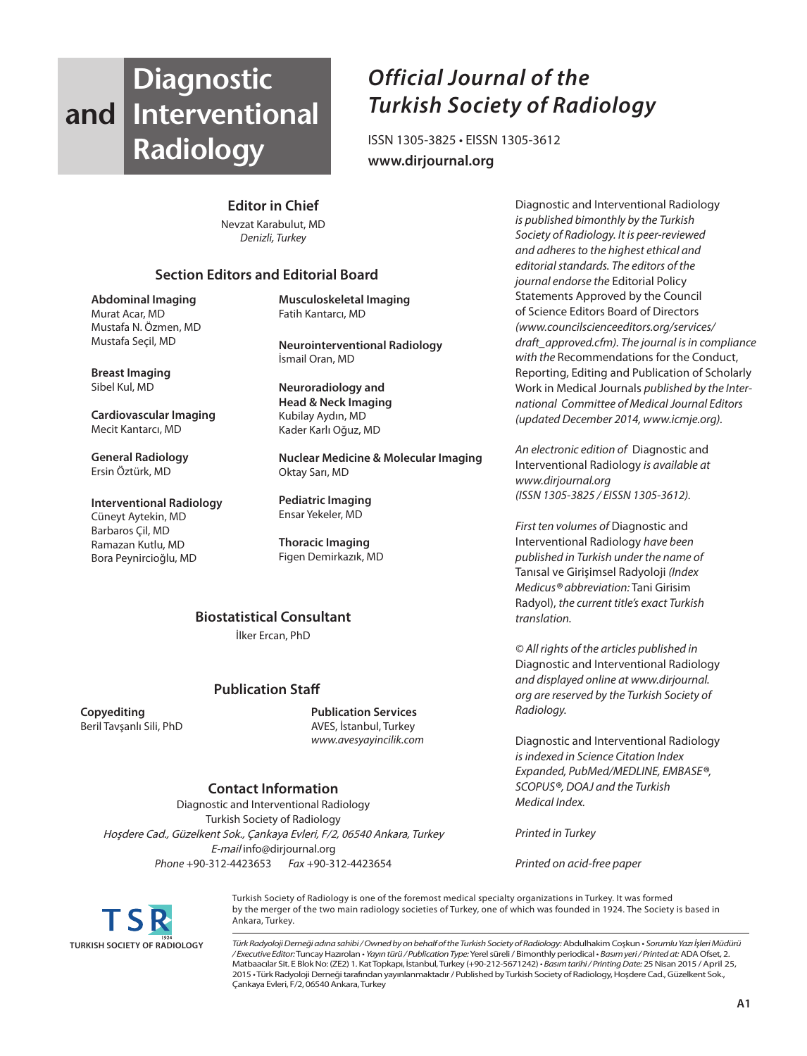# Diagnostic and Interventional Radiology

## *Official Journal of the Turkish Society of Radiology*

ISSN 1305-3825 • EISSN 1305-3612

**www.dirjournal.org**

### Editor in Chief

Nevzat Karabulut, MD
*Denizli, Turkey*

### Section Editors and Editorial Board

**Abdominal Imaging**
Murat Acar, MD
Mustafa N. Özmen, MD
Mustafa Seçil, MD

**Breast Imaging**
Sibel Kul, MD

**Cardiovascular Imaging**
Mecit Kantarcı, MD

**General Radiology**
Ersin Öztürk, MD

**Interventional Radiology**
Cüneyt Aytekin, MD
Barbaros Çil, MD
Ramazan Kutlu, MD
Bora Peynircioğlu, MD

**Musculoskeletal Imaging**
Fatih Kantarcı, MD

**Neurointerventional Radiology**
İsmail Oran, MD

**Neuroradiology and Head & Neck Imaging**
Kubilay Aydın, MD
Kader Karlı Oğuz, MD

**Nuclear Medicine & Molecular Imaging**
Oktay Sarı, MD

**Pediatric Imaging**
Ensar Yekeler, MD

**Thoracic Imaging**
Figen Demirkazık, MD

### Biostatistical Consultant

İlker Ercan, PhD

### Publication Staff

**Copyediting**
Beril Tavşanlı Sili, PhD

**Publication Services**
AVES, İstanbul, Turkey
*www.avesyayincilik.com*

### Contact Information

Diagnostic and Interventional Radiology
Turkish Society of Radiology
*Hoşdere Cad., Güzelkent Sok., Çankaya Evleri, F/2, 06540 Ankara, Turkey*
*E-mail* info@dirjournal.org
*Phone* +90-312-4423653 *Fax* +90-312-4423654

Diagnostic and Interventional Radiology *is published bimonthly by the Turkish Society of Radiology. It is peer-reviewed and adheres to the highest ethical and editorial standards. The editors of the journal endorse the* Editorial Policy Statements Approved by the Council of Science Editors Board of Directors *(www.councilscienceeditors.org/services/draft_approved.cfm). The journal is in compliance with the* Recommendations for the Conduct, Reporting, Editing and Publication of Scholarly Work in Medical Journals *published by the International Committee of Medical Journal Editors (updated December 2014, www.icmje.org).*

*An electronic edition of* Diagnostic and Interventional Radiology *is available at www.dirjournal.org (ISSN 1305-3825 / EISSN 1305-3612).*

*First ten volumes of* Diagnostic and Interventional Radiology *have been published in Turkish under the name of* Tanısal ve Girişimsel Radyoloji *(Index Medicus® abbreviation:* Tani Girisim Radyol*), the current title's exact Turkish translation.*

*© All rights of the articles published in* Diagnostic and Interventional Radiology *and displayed online at www.dirjournal.org are reserved by the Turkish Society of Radiology.*

Diagnostic and Interventional Radiology *is indexed in Science Citation Index Expanded, PubMed/MEDLINE, EMBASE®, SCOPUS®, DOAJ and the Turkish Medical Index.*

*Printed in Turkey*

*Printed on acid-free paper*

TSR
TURKISH SOCIETY OF RADIOLOGY

Turkish Society of Radiology is one of the foremost medical specialty organizations in Turkey. It was formed by the merger of the two main radiology societies of Turkey, one of which was founded in 1924. The Society is based in Ankara, Turkey.

*Türk Radyoloji Derneği adına sahibi / Owned by on behalf of the Turkish Society of Radiology:* Abdulhakim Coşkun • *Sorumlu Yazı İşleri Müdürü / Executive Editor:* Tuncay Hazırolan • *Yayın türü / Publication Type:* Yerel süreli / Bimonthly periodical • *Basım yeri / Printed at:* ADA Ofset, 2. Matbaacılar Sit. E Blok No: (ZE2) 1. Kat Topkapı, İstanbul, Turkey (+90-212-5671242) • *Basım tarihi / Printing Date:* 25 Nisan 2015 / April 25, 2015 • Türk Radyoloji Derneği tarafından yayınlanmaktadır / Published by Turkish Society of Radiology, Hoşdere Cad., Güzelkent Sok., Çankaya Evleri, F/2, 06540 Ankara, Turkey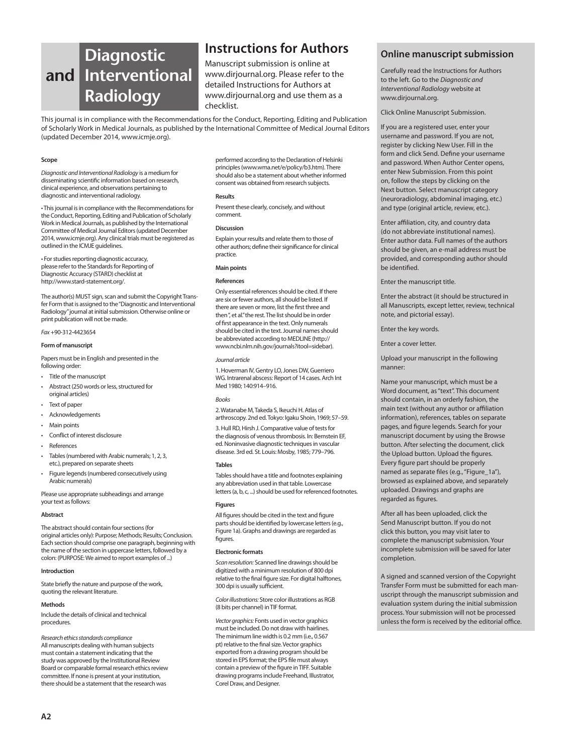# Diagnostic and Interventional Radiology

## Instructions for Authors

Manuscript submission is online at www.dirjournal.org. Please refer to the detailed Instructions for Authors at www.dirjournal.org and use them as a checklist.

This journal is in compliance with the Recommendations for the Conduct, Reporting, Editing and Publication of Scholarly Work in Medical Journals, as published by the International Committee of Medical Journal Editors (updated December 2014, www.icmje.org).

#### Scope

*Diagnostic and Interventional Radiology* is a medium for disseminating scientific information based on research, clinical experience, and observations pertaining to diagnostic and interventional radiology.

• This journal is in compliance with the Recommendations for the Conduct, Reporting, Editing and Publication of Scholarly Work in Medical Journals, as published by the International Committee of Medical Journal Editors (updated December 2014, www.icmje.org). Any clinical trials must be registered as outlined in the ICMJE guidelines.

• For studies reporting diagnostic accuracy, please refer to the Standards for Reporting of Diagnostic Accuracy (STARD) checklist at http://www.stard-statement.org/.

The author(s) MUST sign, scan and submit the Copyright Transfer Form that is assigned to the "Diagnostic and Interventional Radiology" journal at initial submission. Otherwise online or print publication will not be made.

*Fax* +90-312-4423654

#### Form of manuscript

Papers must be in English and presented in the following order:

- Title of the manuscript
- Abstract (250 words or less, structured for original articles)
- Text of paper
- Acknowledgements
- Main points
- Conflict of interest disclosure
- References
- Tables (numbered with Arabic numerals; 1, 2, 3, etc.), prepared on separate sheets
- Figure legends (numbered consecutively using Arabic numerals)

Please use appropriate subheadings and arrange your text as follows:

#### Abstract

The abstract should contain four sections (for original articles only): Purpose; Methods; Results; Conclusion. Each section should comprise one paragraph, beginning with the name of the section in uppercase letters, followed by a colon: (PURPOSE: We aimed to report examples of ...)

#### Introduction

State briefly the nature and purpose of the work, quoting the relevant literature.

#### Methods

Include the details of clinical and technical procedures.

*Research ethics standards compliance*
All manuscripts dealing with human subjects must contain a statement indicating that the study was approved by the Institutional Review Board or comparable formal research ethics review committee. If none is present at your institution, there should be a statement that the research was performed according to the Declaration of Helsinki principles (www.wma.net/e/policy/b3.htm). There should also be a statement about whether informed consent was obtained from research subjects.

#### Results

Present these clearly, concisely, and without comment.

#### Discussion

Explain your results and relate them to those of other authors; define their significance for clinical practice.

#### Main points

#### References

Only essential references should be cited. If there are six or fewer authors, all should be listed. If there are seven or more, list the first three and then ", et al." the rest. The list should be in order of first appearance in the text. Only numerals should be cited in the text. Journal names should be abbreviated according to MEDLINE (http://www.ncbi.nlm.nih.gov/journals?itool=sidebar).

*Journal article*

1. Hoverman IV, Gentry LO, Jones DW, Guerriero WG. Intrarenal abscess: Report of 14 cases. Arch Int Med 1980; 140:914–916.

*Books*

2. Watanabe M, Takeda S, Ikeuchi H. Atlas of arthroscopy. 2nd ed. Tokyo: Igaku Shoin, 1969; 57–59.

3. Hull RD, Hirsh J. Comparative value of tests for the diagnosis of venous thrombosis. In: Bernstein EF, ed. Noninvasive diagnostic techniques in vascular disease. 3rd ed. St. Louis: Mosby, 1985; 779–796.

#### Tables

Tables should have a title and footnotes explaining any abbreviation used in that table. Lowercase letters (a, b, c, ...) should be used for referenced footnotes.

#### Figures

All figures should be cited in the text and figure parts should be identified by lowercase letters (e.g., Figure 1a). Graphs and drawings are regarded as figures.

#### Electronic formats

*Scan resolution:* Scanned line drawings should be digitized with a minimum resolution of 800 dpi relative to the final figure size. For digital halftones, 300 dpi is usually sufficient.

*Color illustrations:* Store color illustrations as RGB (8 bits per channel) in TIF format.

*Vector graphics:* Fonts used in vector graphics must be included. Do not draw with hairlines. The minimum line width is 0.2 mm (i.e., 0.567 pt) relative to the final size. Vector graphics exported from a drawing program should be stored in EPS format; the EPS file must always contain a preview of the figure in TIFF. Suitable drawing programs include Freehand, Illustrator, Corel Draw, and Designer.

### Online manuscript submission

Carefully read the Instructions for Authors to the left. Go to the *Diagnostic and Interventional Radiology* website at www.dirjournal.org.

Click Online Manuscript Submission.

If you are a registered user, enter your username and password. If you are not, register by clicking New User. Fill in the form and click Send. Define your username and password. When Author Center opens, enter New Submission. From this point on, follow the steps by clicking on the Next button. Select manuscript category (neuroradiology, abdominal imaging, etc.) and type (original article, review, etc.).

Enter affiliation, city, and country data (do not abbreviate institutional names). Enter author data. Full names of the authors should be given, an e-mail address must be provided, and corresponding author should be identified.

Enter the manuscript title.

Enter the abstract (it should be structured in all Manuscripts, except letter, review, technical note, and pictorial essay).

Enter the key words.

Enter a cover letter.

Upload your manuscript in the following manner:

Name your manuscript, which must be a Word document, as "text". This document should contain, in an orderly fashion, the main text (without any author or affiliation information), references, tables on separate pages, and figure legends. Search for your manuscript document by using the Browse button. After selecting the document, click the Upload button. Upload the figures. Every figure part should be properly named as separate files (e.g., "Figure_1a"), browsed as explained above, and separately uploaded. Drawings and graphs are regarded as figures.

After all has been uploaded, click the Send Manuscript button. If you do not click this button, you may visit later to complete the manuscript submission. Your incomplete submission will be saved for later completion.

A signed and scanned version of the Copyright Transfer Form must be submitted for each manuscript through the manuscript submission and evaluation system during the initial submission process. Your submission will not be processed unless the form is received by the editorial office.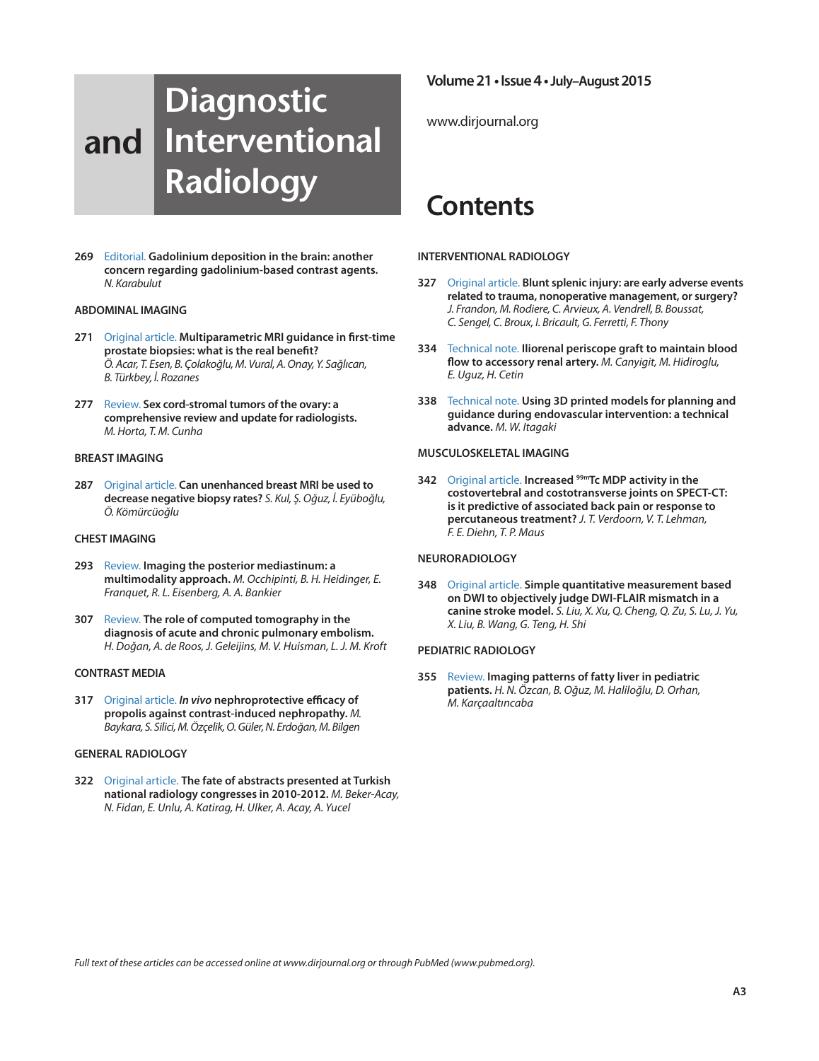# Diagnostic and Interventional Radiology

Volume 21 • Issue 4 • July–August 2015

www.dirjournal.org

## Contents

**269** Editorial. **Gadolinium deposition in the brain: another concern regarding gadolinium-based contrast agents.** *N. Karabulut*

### ABDOMINAL IMAGING

**271** Original article. **Multiparametric MRI guidance in first-time prostate biopsies: what is the real benefit?** *Ö. Acar, T. Esen, B. Çolakoğlu, M. Vural, A. Onay, Y. Sağlıcan, B. Türkbey, İ. Rozanes*

**277** Review. **Sex cord-stromal tumors of the ovary: a comprehensive review and update for radiologists.** *M. Horta, T. M. Cunha*

### BREAST IMAGING

**287** Original article. **Can unenhanced breast MRI be used to decrease negative biopsy rates?** *S. Kul, Ş. Oğuz, İ. Eyüboğlu, Ö. Kömürcüoğlu*

### CHEST IMAGING

**293** Review. **Imaging the posterior mediastinum: a multimodality approach.** *M. Occhipinti, B. H. Heidinger, E. Franquet, R. L. Eisenberg, A. A. Bankier*

**307** Review. **The role of computed tomography in the diagnosis of acute and chronic pulmonary embolism.** *H. Doğan, A. de Roos, J. Geleijins, M. V. Huisman, L. J. M. Kroft*

### CONTRAST MEDIA

**317** Original article. ***In vivo* nephroprotective efficacy of propolis against contrast-induced nephropathy.** *M. Baykara, S. Silici, M. Özçelik, O. Güler, N. Erdoğan, M. Bilgen*

### GENERAL RADIOLOGY

**322** Original article. **The fate of abstracts presented at Turkish national radiology congresses in 2010-2012.** *M. Beker-Acay, N. Fidan, E. Unlu, A. Katirag, H. Ulker, A. Acay, A. Yucel*

### INTERVENTIONAL RADIOLOGY

**327** Original article. **Blunt splenic injury: are early adverse events related to trauma, nonoperative management, or surgery?** *J. Frandon, M. Rodiere, C. Arvieux, A. Vendrell, B. Boussat, C. Sengel, C. Broux, I. Bricault, G. Ferretti, F. Thony*

**334** Technical note. **Iliorenal periscope graft to maintain blood flow to accessory renal artery.** *M. Canyigit, M. Hidiroglu, E. Uguz, H. Cetin*

**338** Technical note. **Using 3D printed models for planning and guidance during endovascular intervention: a technical advance.** *M. W. Itagaki*

### MUSCULOSKELETAL IMAGING

**342** Original article. **Increased $^{99m}$Tc MDP activity in the costovertebral and costotransverse joints on SPECT-CT: is it predictive of associated back pain or response to percutaneous treatment?** *J. T. Verdoorn, V. T. Lehman, F. E. Diehn, T. P. Maus*

### NEURORADIOLOGY

**348** Original article. **Simple quantitative measurement based on DWI to objectively judge DWI-FLAIR mismatch in a canine stroke model.** *S. Liu, X. Xu, Q. Cheng, Q. Zu, S. Lu, J. Yu, X. Liu, B. Wang, G. Teng, H. Shi*

### PEDIATRIC RADIOLOGY

**355** Review. **Imaging patterns of fatty liver in pediatric patients.** *H. N. Özcan, B. Oğuz, M. Haliloğlu, D. Orhan, M. Karçaaltıncaba*

*Full text of these articles can be accessed online at www.dirjournal.org or through PubMed (www.pubmed.org).*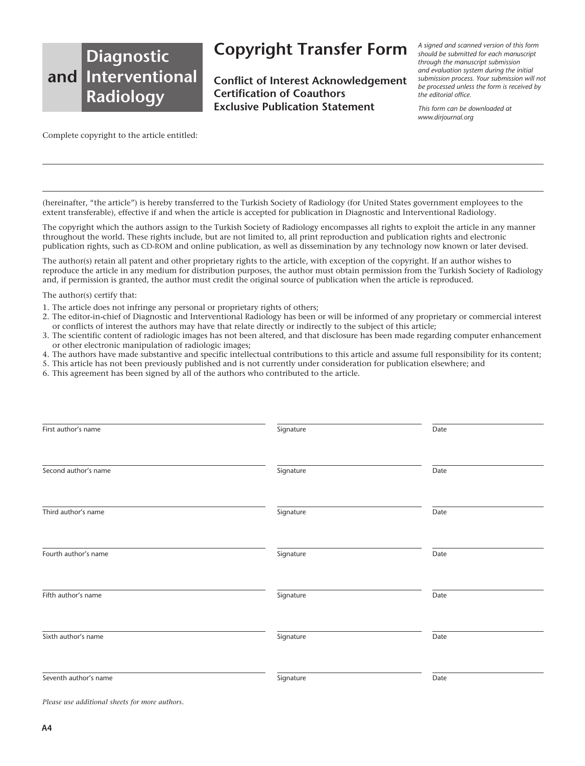**Diagnostic and Interventional Radiology**

# Copyright Transfer Form

**Conflict of Interest Acknowledgement**
**Certification of Coauthors**
**Exclusive Publication Statement**

*A signed and scanned version of this form should be submitted for each manuscript through the manuscript submission and evaluation system during the initial submission process. Your submission will not be processed unless the form is received by the editorial office.*

*This form can be downloaded at www.dirjournal.org*

Complete copyright to the article entitled:

\_\_\_\_\_\_\_\_\_\_\_\_\_\_\_\_\_\_\_\_\_\_\_\_\_\_\_\_\_\_\_\_\_\_\_\_\_\_\_\_\_\_\_\_\_\_\_\_\_\_\_\_\_\_\_\_\_\_\_\_

\_\_\_\_\_\_\_\_\_\_\_\_\_\_\_\_\_\_\_\_\_\_\_\_\_\_\_\_\_\_\_\_\_\_\_\_\_\_\_\_\_\_\_\_\_\_\_\_\_\_\_\_\_\_\_\_\_\_\_\_

(hereinafter, "the article") is hereby transferred to the Turkish Society of Radiology (for United States government employees to the extent transferable), effective if and when the article is accepted for publication in Diagnostic and Interventional Radiology.

The copyright which the authors assign to the Turkish Society of Radiology encompasses all rights to exploit the article in any manner throughout the world. These rights include, but are not limited to, all print reproduction and publication rights and electronic publication rights, such as CD-ROM and online publication, as well as dissemination by any technology now known or later devised.

The author(s) retain all patent and other proprietary rights to the article, with exception of the copyright. If an author wishes to reproduce the article in any medium for distribution purposes, the author must obtain permission from the Turkish Society of Radiology and, if permission is granted, the author must credit the original source of publication when the article is reproduced.

The author(s) certify that:

1. The article does not infringe any personal or proprietary rights of others;
2. The editor-in-chief of Diagnostic and Interventional Radiology has been or will be informed of any proprietary or commercial interest or conflicts of interest the authors may have that relate directly or indirectly to the subject of this article;
3. The scientific content of radiologic images has not been altered, and that disclosure has been made regarding computer enhancement or other electronic manipulation of radiologic images;
4. The authors have made substantive and specific intellectual contributions to this article and assume full responsibility for its content;
5. This article has not been previously published and is not currently under consideration for publication elsewhere; and
6. This agreement has been signed by all of the authors who contributed to the article.

| | | |
|---|---|---|
| First author's name | Signature | Date |
| Second author's name | Signature | Date |
| Third author's name | Signature | Date |
| Fourth author's name | Signature | Date |
| Fifth author's name | Signature | Date |
| Sixth author's name | Signature | Date |
| Seventh author's name | Signature | Date |

*Please use additional sheets for more authors.*